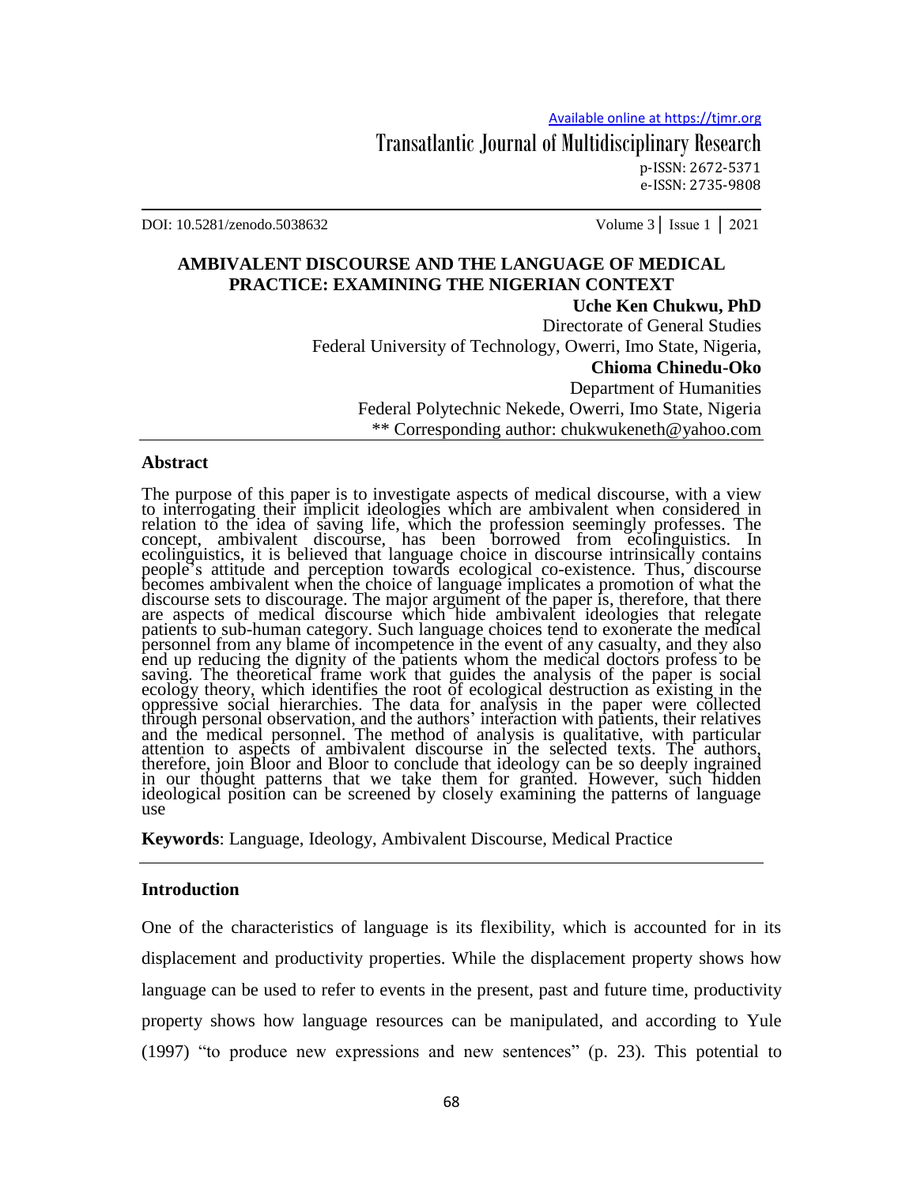# AMBIVALENT DISCOURSE AND THE LANGUAGE OF MEDICAL PRACTICE: EXAMINING THE NIGERIAN CONTEXT

**Uche Ken Chukwu, PhD**

Directorate of General Studies

Federal University of Technology, Owerri, Imo State, Nigeria,

**Chioma Chinedu-Oko**

Department of Humanities

Federal Polytechnic Nekede, Owerri, Imo State, Nigeria

** Corresponding author: chukwukeneth@yahoo.com

## Abstract

The purpose of this paper is to investigate aspects of medical discourse, with a view to interrogating their implicit ideologies which are ambivalent when considered in relation to the idea of saving life, which the profession seemingly professes. The concept, ambivalent discourse, has been borrowed from ecolinguistics. In ecolinguistics, it is believed that language choice in discourse intrinsically contains people's attitude and perception towards ecological co-existence. Thus, discourse becomes ambivalent when the choice of language implicates a promotion of what the discourse sets to discourage. The major argument of the paper is, therefore, that there are aspects of medical discourse which hide ambivalent ideologies that relegate patients to sub-human category. Such language choices tend to exonerate the medical personnel from any blame of incompetence in the event of any casualty, and they also end up reducing the dignity of the patients whom the medical doctors profess to be saving. The theoretical frame work that guides the analysis of the paper is social ecology theory, which identifies the root of ecological destruction as existing in the oppressive social hierarchies. The data for analysis in the paper were collected through personal observation, and the authors' interaction with patients, their relatives and the medical personnel. The method of analysis is qualitative, with particular attention to aspects of ambivalent discourse in the selected texts. The authors, therefore, join Bloor and Bloor to conclude that ideology can be so deeply ingrained in our thought patterns that we take them for granted. However, such hidden ideological position can be screened by closely examining the patterns of language use

**Keywords**: Language, Ideology, Ambivalent Discourse, Medical Practice

## Introduction

One of the characteristics of language is its flexibility, which is accounted for in its displacement and productivity properties. While the displacement property shows how language can be used to refer to events in the present, past and future time, productivity property shows how language resources can be manipulated, and according to Yule (1997) "to produce new expressions and new sentences" (p. 23). This potential to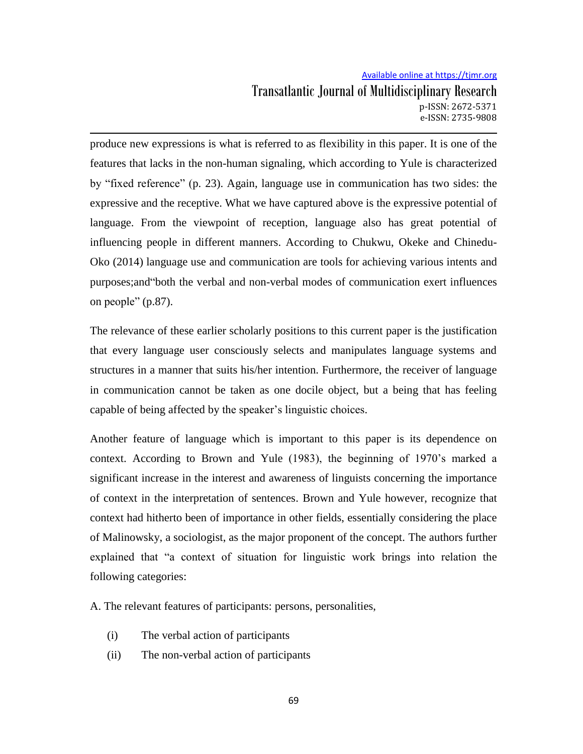produce new expressions is what is referred to as flexibility in this paper. It is one of the features that lacks in the non-human signaling, which according to Yule is characterized by "fixed reference" (p. 23). Again, language use in communication has two sides: the expressive and the receptive. What we have captured above is the expressive potential of language. From the viewpoint of reception, language also has great potential of influencing people in different manners. According to Chukwu, Okeke and Chinedu-Oko (2014) language use and communication are tools for achieving various intents and purposes;and"both the verbal and non-verbal modes of communication exert influences on people" (p.87).

The relevance of these earlier scholarly positions to this current paper is the justification that every language user consciously selects and manipulates language systems and structures in a manner that suits his/her intention. Furthermore, the receiver of language in communication cannot be taken as one docile object, but a being that has feeling capable of being affected by the speaker's linguistic choices.

Another feature of language which is important to this paper is its dependence on context. According to Brown and Yule (1983), the beginning of 1970's marked a significant increase in the interest and awareness of linguists concerning the importance of context in the interpretation of sentences. Brown and Yule however, recognize that context had hitherto been of importance in other fields, essentially considering the place of Malinowsky, a sociologist, as the major proponent of the concept. The authors further explained that "a context of situation for linguistic work brings into relation the following categories:

A. The relevant features of participants: persons, personalities,

(i) The verbal action of participants
(ii) The non-verbal action of participants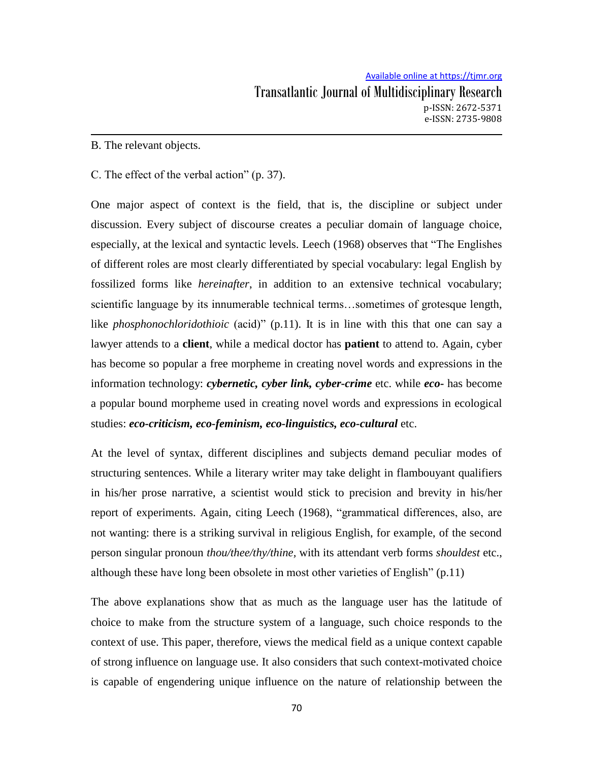B. The relevant objects.

C. The effect of the verbal action" (p. 37).

One major aspect of context is the field, that is, the discipline or subject under discussion. Every subject of discourse creates a peculiar domain of language choice, especially, at the lexical and syntactic levels. Leech (1968) observes that "The Englishes of different roles are most clearly differentiated by special vocabulary: legal English by fossilized forms like *hereinafter*, in addition to an extensive technical vocabulary; scientific language by its innumerable technical terms…sometimes of grotesque length, like *phosphonochloridothioic* (acid)" (p.11). It is in line with this that one can say a lawyer attends to a **client**, while a medical doctor has **patient** to attend to. Again, cyber has become so popular a free morpheme in creating novel words and expressions in the information technology: ***cybernetic, cyber link, cyber-crime*** etc. while ***eco-*** has become a popular bound morpheme used in creating novel words and expressions in ecological studies: ***eco-criticism, eco-feminism, eco-linguistics, eco-cultural*** etc.

At the level of syntax, different disciplines and subjects demand peculiar modes of structuring sentences. While a literary writer may take delight in flambouyant qualifiers in his/her prose narrative, a scientist would stick to precision and brevity in his/her report of experiments. Again, citing Leech (1968), "grammatical differences, also, are not wanting: there is a striking survival in religious English, for example, of the second person singular pronoun *thou/thee/thy/thine,* with its attendant verb forms *shouldest* etc., although these have long been obsolete in most other varieties of English" (p.11)

The above explanations show that as much as the language user has the latitude of choice to make from the structure system of a language, such choice responds to the context of use. This paper, therefore, views the medical field as a unique context capable of strong influence on language use. It also considers that such context-motivated choice is capable of engendering unique influence on the nature of relationship between the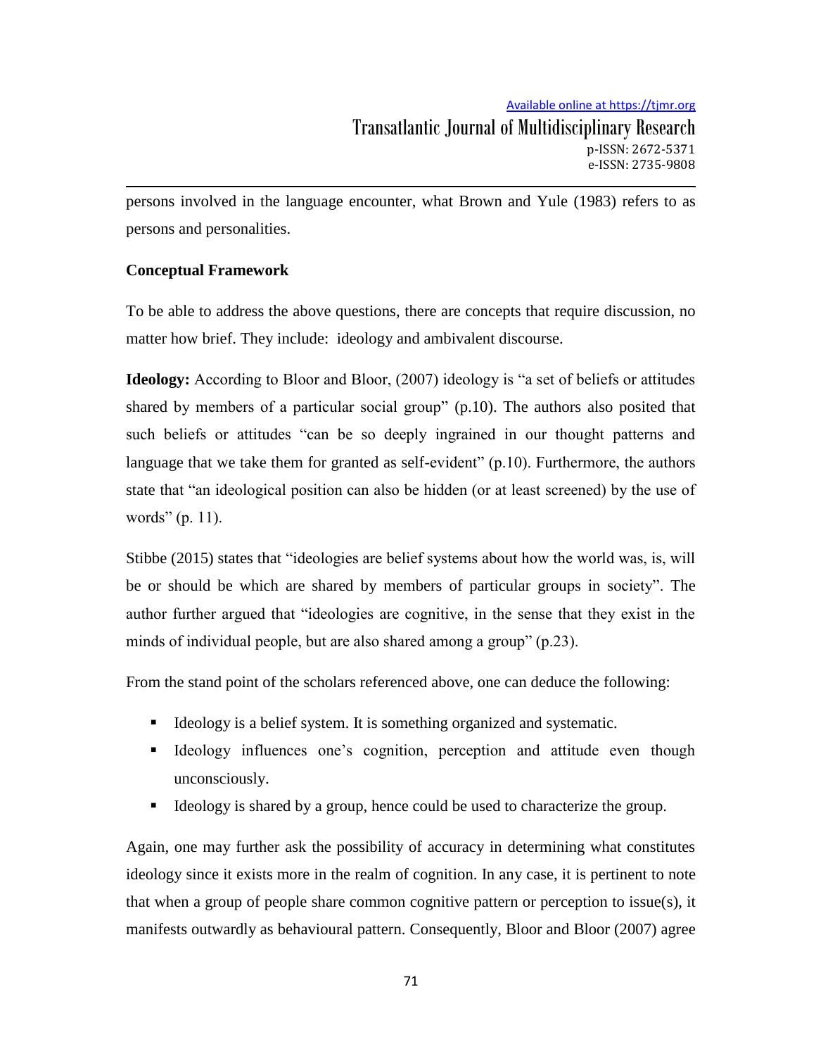persons involved in the language encounter, what Brown and Yule (1983) refers to as persons and personalities.

## Conceptual Framework

To be able to address the above questions, there are concepts that require discussion, no matter how brief. They include: ideology and ambivalent discourse.

**Ideology:** According to Bloor and Bloor, (2007) ideology is "a set of beliefs or attitudes shared by members of a particular social group" (p.10). The authors also posited that such beliefs or attitudes "can be so deeply ingrained in our thought patterns and language that we take them for granted as self-evident" (p.10). Furthermore, the authors state that "an ideological position can also be hidden (or at least screened) by the use of words" (p. 11).

Stibbe (2015) states that "ideologies are belief systems about how the world was, is, will be or should be which are shared by members of particular groups in society". The author further argued that "ideologies are cognitive, in the sense that they exist in the minds of individual people, but are also shared among a group" (p.23).

From the stand point of the scholars referenced above, one can deduce the following:

- Ideology is a belief system. It is something organized and systematic.
- Ideology influences one's cognition, perception and attitude even though unconsciously.
- Ideology is shared by a group, hence could be used to characterize the group.

Again, one may further ask the possibility of accuracy in determining what constitutes ideology since it exists more in the realm of cognition. In any case, it is pertinent to note that when a group of people share common cognitive pattern or perception to issue(s), it manifests outwardly as behavioural pattern. Consequently, Bloor and Bloor (2007) agree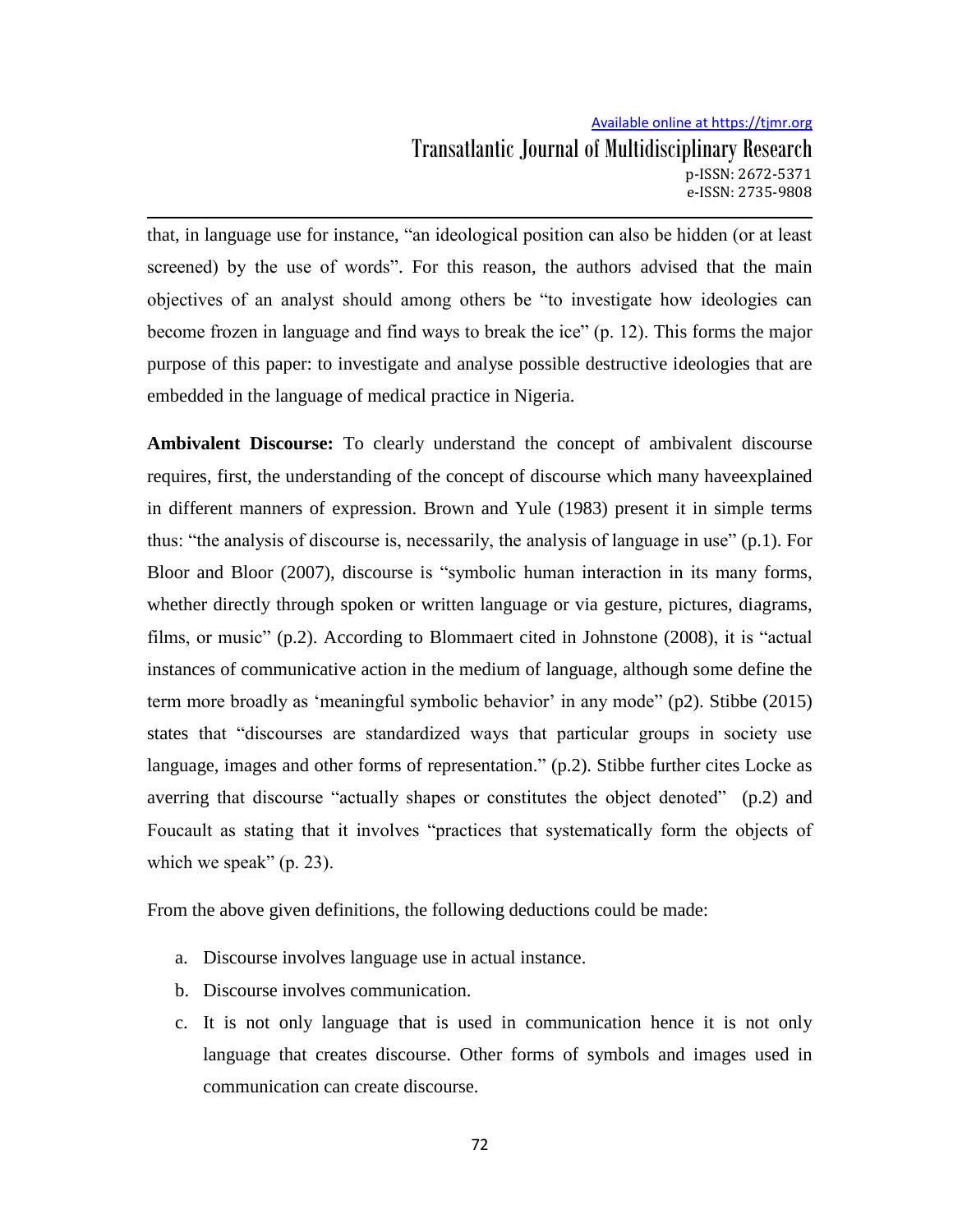that, in language use for instance, "an ideological position can also be hidden (or at least screened) by the use of words". For this reason, the authors advised that the main objectives of an analyst should among others be "to investigate how ideologies can become frozen in language and find ways to break the ice" (p. 12). This forms the major purpose of this paper: to investigate and analyse possible destructive ideologies that are embedded in the language of medical practice in Nigeria.

**Ambivalent Discourse:** To clearly understand the concept of ambivalent discourse requires, first, the understanding of the concept of discourse which many haveexplained in different manners of expression. Brown and Yule (1983) present it in simple terms thus: "the analysis of discourse is, necessarily, the analysis of language in use" (p.1). For Bloor and Bloor (2007), discourse is "symbolic human interaction in its many forms, whether directly through spoken or written language or via gesture, pictures, diagrams, films, or music" (p.2). According to Blommaert cited in Johnstone (2008), it is "actual instances of communicative action in the medium of language, although some define the term more broadly as 'meaningful symbolic behavior' in any mode" (p2). Stibbe (2015) states that "discourses are standardized ways that particular groups in society use language, images and other forms of representation." (p.2). Stibbe further cites Locke as averring that discourse "actually shapes or constitutes the object denoted" (p.2) and Foucault as stating that it involves "practices that systematically form the objects of which we speak" (p. 23).

From the above given definitions, the following deductions could be made:

a. Discourse involves language use in actual instance.
b. Discourse involves communication.
c. It is not only language that is used in communication hence it is not only language that creates discourse. Other forms of symbols and images used in communication can create discourse.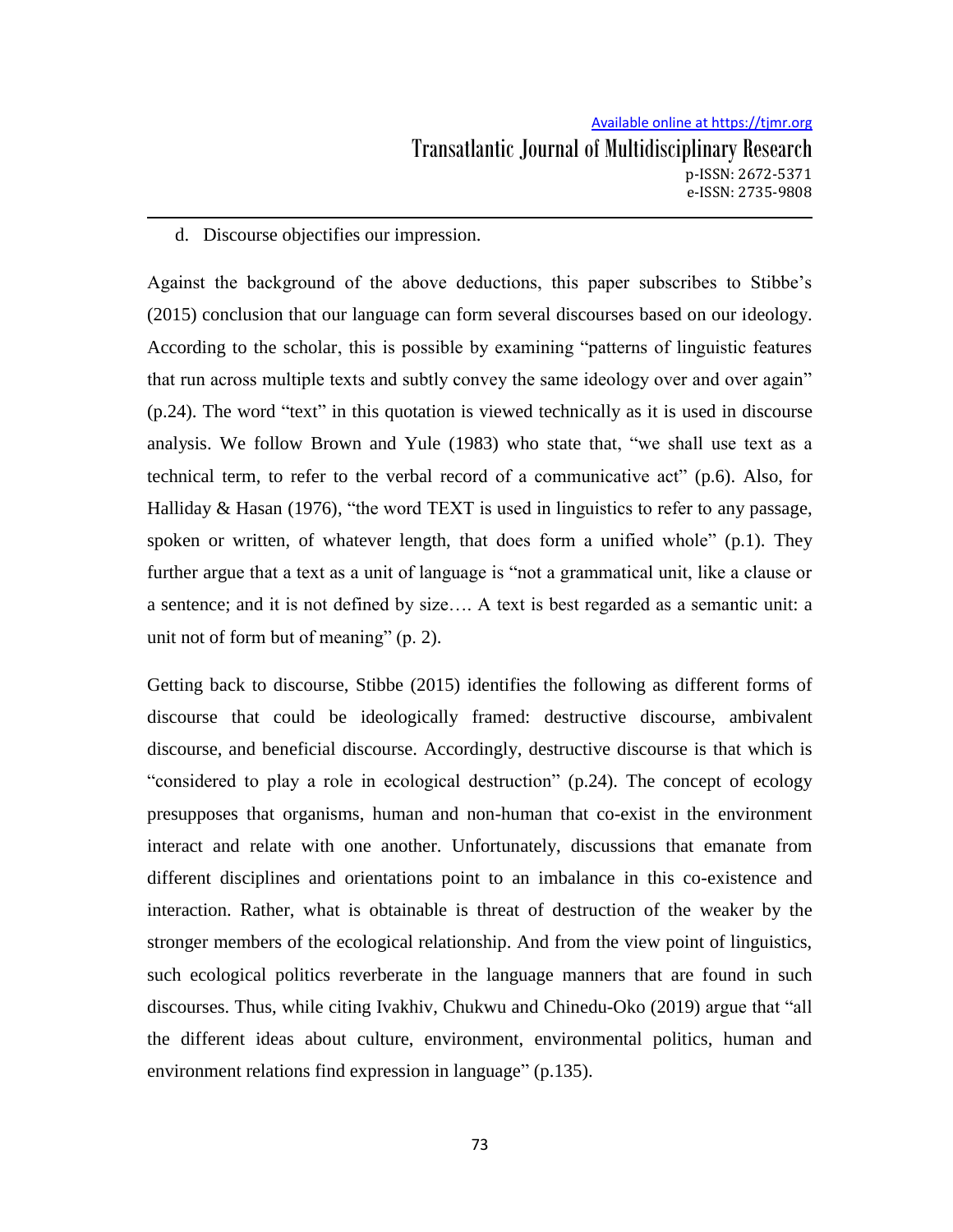d. Discourse objectifies our impression.

Against the background of the above deductions, this paper subscribes to Stibbe's (2015) conclusion that our language can form several discourses based on our ideology. According to the scholar, this is possible by examining "patterns of linguistic features that run across multiple texts and subtly convey the same ideology over and over again" (p.24). The word "text" in this quotation is viewed technically as it is used in discourse analysis. We follow Brown and Yule (1983) who state that, "we shall use text as a technical term, to refer to the verbal record of a communicative act" (p.6). Also, for Halliday & Hasan (1976), "the word TEXT is used in linguistics to refer to any passage, spoken or written, of whatever length, that does form a unified whole" (p.1). They further argue that a text as a unit of language is "not a grammatical unit, like a clause or a sentence; and it is not defined by size…. A text is best regarded as a semantic unit: a unit not of form but of meaning" (p. 2).

Getting back to discourse, Stibbe (2015) identifies the following as different forms of discourse that could be ideologically framed: destructive discourse, ambivalent discourse, and beneficial discourse. Accordingly, destructive discourse is that which is "considered to play a role in ecological destruction" (p.24). The concept of ecology presupposes that organisms, human and non-human that co-exist in the environment interact and relate with one another. Unfortunately, discussions that emanate from different disciplines and orientations point to an imbalance in this co-existence and interaction. Rather, what is obtainable is threat of destruction of the weaker by the stronger members of the ecological relationship. And from the view point of linguistics, such ecological politics reverberate in the language manners that are found in such discourses. Thus, while citing Ivakhiv, Chukwu and Chinedu-Oko (2019) argue that "all the different ideas about culture, environment, environmental politics, human and environment relations find expression in language" (p.135).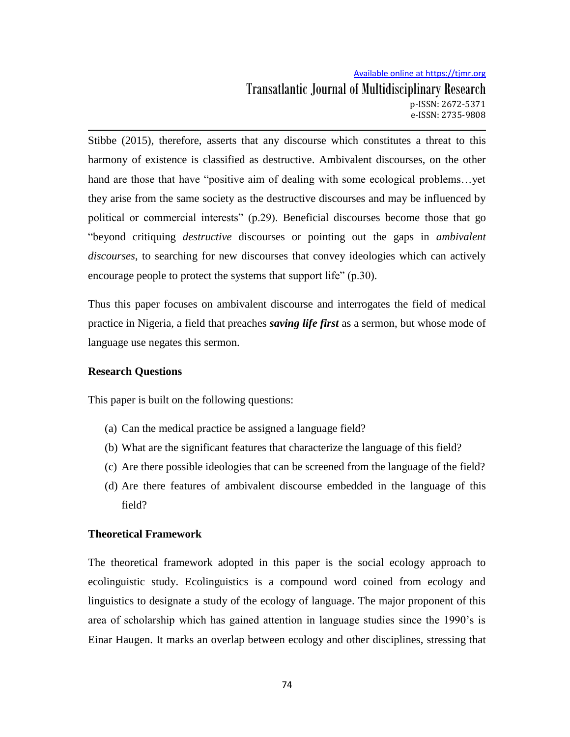Stibbe (2015), therefore, asserts that any discourse which constitutes a threat to this harmony of existence is classified as destructive. Ambivalent discourses, on the other hand are those that have "positive aim of dealing with some ecological problems…yet they arise from the same society as the destructive discourses and may be influenced by political or commercial interests" (p.29). Beneficial discourses become those that go "beyond critiquing *destructive* discourses or pointing out the gaps in *ambivalent discourses*, to searching for new discourses that convey ideologies which can actively encourage people to protect the systems that support life" (p.30).

Thus this paper focuses on ambivalent discourse and interrogates the field of medical practice in Nigeria, a field that preaches ***saving life first*** as a sermon, but whose mode of language use negates this sermon.

**Research Questions**

This paper is built on the following questions:

(a) Can the medical practice be assigned a language field?

(b) What are the significant features that characterize the language of this field?

(c) Are there possible ideologies that can be screened from the language of the field?

(d) Are there features of ambivalent discourse embedded in the language of this field?

**Theoretical Framework**

The theoretical framework adopted in this paper is the social ecology approach to ecolinguistic study. Ecolinguistics is a compound word coined from ecology and linguistics to designate a study of the ecology of language. The major proponent of this area of scholarship which has gained attention in language studies since the 1990's is Einar Haugen. It marks an overlap between ecology and other disciplines, stressing that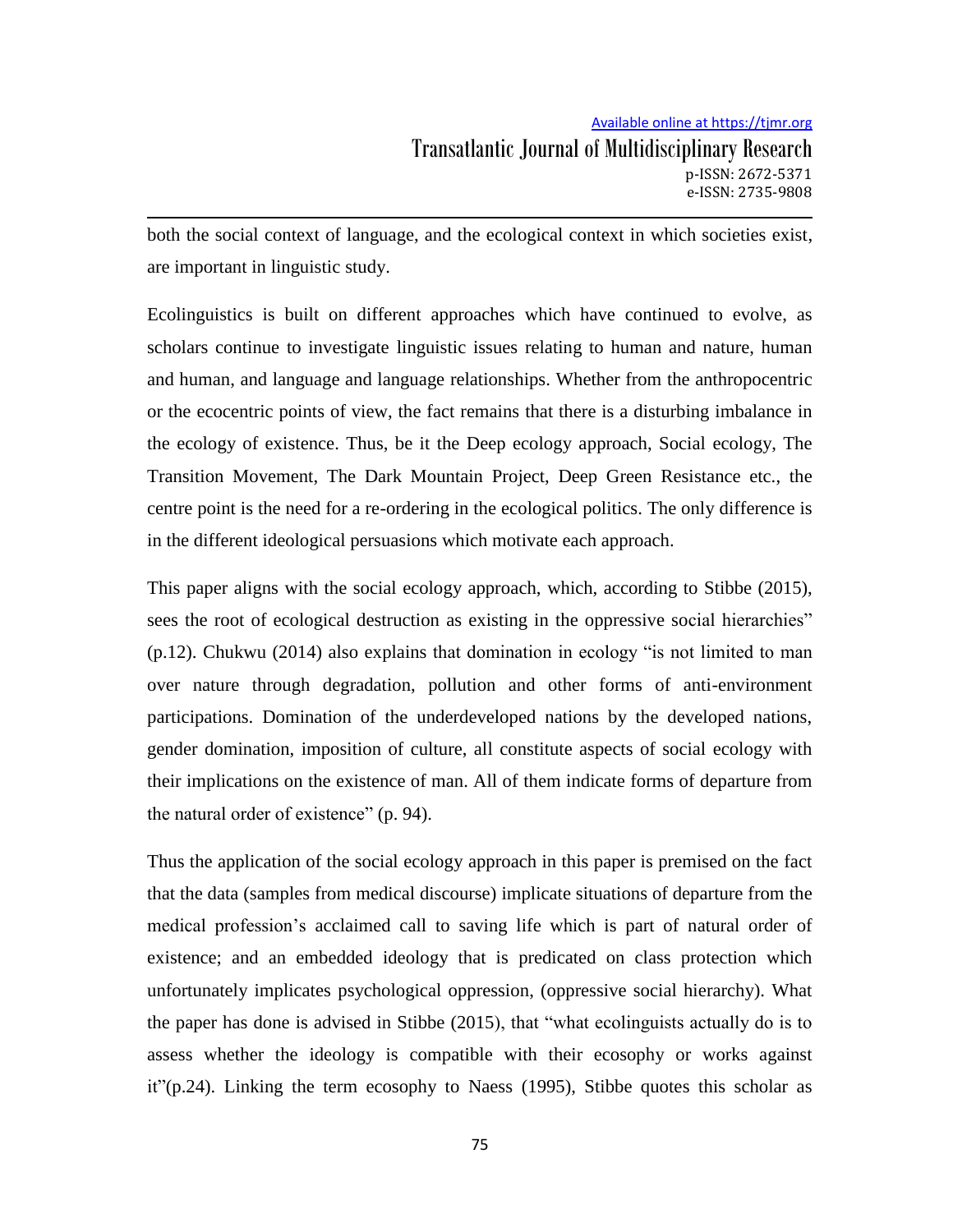both the social context of language, and the ecological context in which societies exist, are important in linguistic study.

Ecolinguistics is built on different approaches which have continued to evolve, as scholars continue to investigate linguistic issues relating to human and nature, human and human, and language and language relationships. Whether from the anthropocentric or the ecocentric points of view, the fact remains that there is a disturbing imbalance in the ecology of existence. Thus, be it the Deep ecology approach, Social ecology, The Transition Movement, The Dark Mountain Project, Deep Green Resistance etc., the centre point is the need for a re-ordering in the ecological politics. The only difference is in the different ideological persuasions which motivate each approach.

This paper aligns with the social ecology approach, which, according to Stibbe (2015), sees the root of ecological destruction as existing in the oppressive social hierarchies" (p.12). Chukwu (2014) also explains that domination in ecology "is not limited to man over nature through degradation, pollution and other forms of anti-environment participations. Domination of the underdeveloped nations by the developed nations, gender domination, imposition of culture, all constitute aspects of social ecology with their implications on the existence of man. All of them indicate forms of departure from the natural order of existence" (p. 94).

Thus the application of the social ecology approach in this paper is premised on the fact that the data (samples from medical discourse) implicate situations of departure from the medical profession's acclaimed call to saving life which is part of natural order of existence; and an embedded ideology that is predicated on class protection which unfortunately implicates psychological oppression, (oppressive social hierarchy). What the paper has done is advised in Stibbe (2015), that "what ecolinguists actually do is to assess whether the ideology is compatible with their ecosophy or works against it"(p.24). Linking the term ecosophy to Naess (1995), Stibbe quotes this scholar as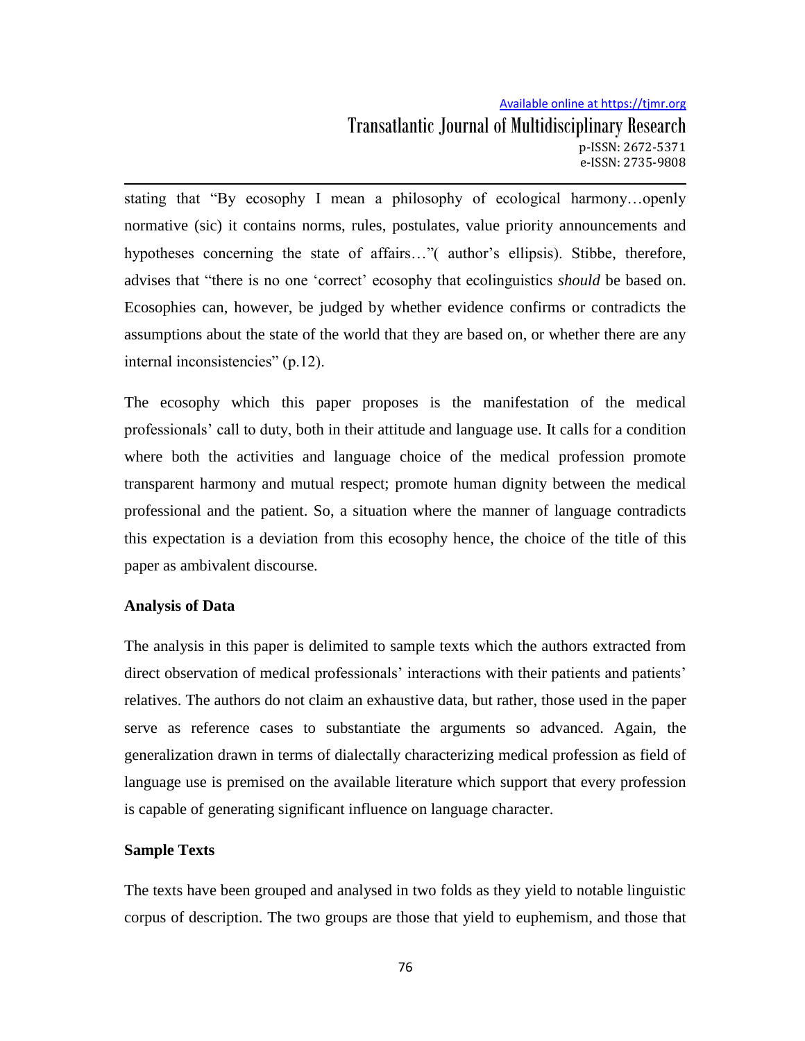stating that "By ecosophy I mean a philosophy of ecological harmony…openly normative (sic) it contains norms, rules, postulates, value priority announcements and hypotheses concerning the state of affairs…"( author's ellipsis). Stibbe, therefore, advises that "there is no one 'correct' ecosophy that ecolinguistics *should* be based on. Ecosophies can, however, be judged by whether evidence confirms or contradicts the assumptions about the state of the world that they are based on, or whether there are any internal inconsistencies" (p.12).

The ecosophy which this paper proposes is the manifestation of the medical professionals' call to duty, both in their attitude and language use. It calls for a condition where both the activities and language choice of the medical profession promote transparent harmony and mutual respect; promote human dignity between the medical professional and the patient. So, a situation where the manner of language contradicts this expectation is a deviation from this ecosophy hence, the choice of the title of this paper as ambivalent discourse.

**Analysis of Data**

The analysis in this paper is delimited to sample texts which the authors extracted from direct observation of medical professionals' interactions with their patients and patients' relatives. The authors do not claim an exhaustive data, but rather, those used in the paper serve as reference cases to substantiate the arguments so advanced. Again, the generalization drawn in terms of dialectally characterizing medical profession as field of language use is premised on the available literature which support that every profession is capable of generating significant influence on language character.

**Sample Texts**

The texts have been grouped and analysed in two folds as they yield to notable linguistic corpus of description. The two groups are those that yield to euphemism, and those that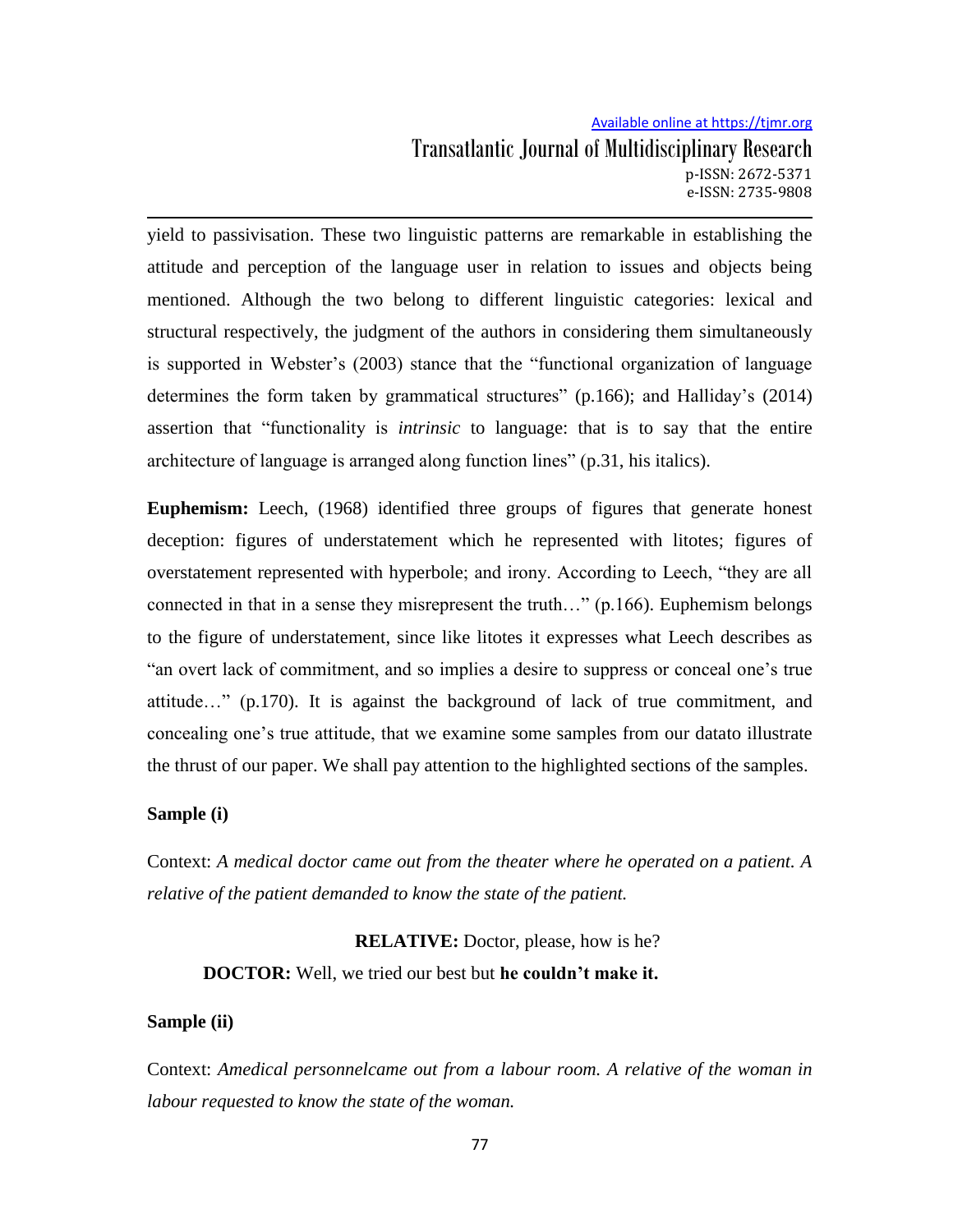yield to passivisation. These two linguistic patterns are remarkable in establishing the attitude and perception of the language user in relation to issues and objects being mentioned. Although the two belong to different linguistic categories: lexical and structural respectively, the judgment of the authors in considering them simultaneously is supported in Webster's (2003) stance that the "functional organization of language determines the form taken by grammatical structures" (p.166); and Halliday's (2014) assertion that "functionality is *intrinsic* to language: that is to say that the entire architecture of language is arranged along function lines" (p.31, his italics).

**Euphemism:** Leech, (1968) identified three groups of figures that generate honest deception: figures of understatement which he represented with litotes; figures of overstatement represented with hyperbole; and irony. According to Leech, "they are all connected in that in a sense they misrepresent the truth…" (p.166). Euphemism belongs to the figure of understatement, since like litotes it expresses what Leech describes as "an overt lack of commitment, and so implies a desire to suppress or conceal one's true attitude…" (p.170). It is against the background of lack of true commitment, and concealing one's true attitude, that we examine some samples from our datato illustrate the thrust of our paper. We shall pay attention to the highlighted sections of the samples.

**Sample (i)**

Context: *A medical doctor came out from the theater where he operated on a patient. A relative of the patient demanded to know the state of the patient.*

**RELATIVE:** Doctor, please, how is he?

**DOCTOR:** Well, we tried our best but **he couldn't make it.**

**Sample (ii)**

Context: *Amedical personnelcame out from a labour room. A relative of the woman in labour requested to know the state of the woman.*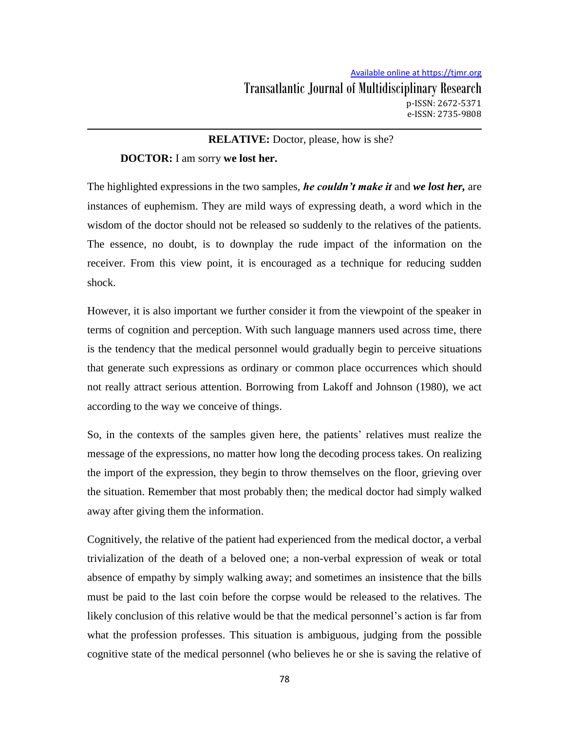**RELATIVE:** Doctor, please, how is she?

**DOCTOR:** I am sorry **we lost her.**

The highlighted expressions in the two samples, ***he couldn't make it*** and ***we lost her,*** are instances of euphemism. They are mild ways of expressing death, a word which in the wisdom of the doctor should not be released so suddenly to the relatives of the patients. The essence, no doubt, is to downplay the rude impact of the information on the receiver. From this view point, it is encouraged as a technique for reducing sudden shock.

However, it is also important we further consider it from the viewpoint of the speaker in terms of cognition and perception. With such language manners used across time, there is the tendency that the medical personnel would gradually begin to perceive situations that generate such expressions as ordinary or common place occurrences which should not really attract serious attention. Borrowing from Lakoff and Johnson (1980), we act according to the way we conceive of things.

So, in the contexts of the samples given here, the patients' relatives must realize the message of the expressions, no matter how long the decoding process takes. On realizing the import of the expression, they begin to throw themselves on the floor, grieving over the situation. Remember that most probably then; the medical doctor had simply walked away after giving them the information.

Cognitively, the relative of the patient had experienced from the medical doctor, a verbal trivialization of the death of a beloved one; a non-verbal expression of weak or total absence of empathy by simply walking away; and sometimes an insistence that the bills must be paid to the last coin before the corpse would be released to the relatives. The likely conclusion of this relative would be that the medical personnel's action is far from what the profession professes. This situation is ambiguous, judging from the possible cognitive state of the medical personnel (who believes he or she is saving the relative of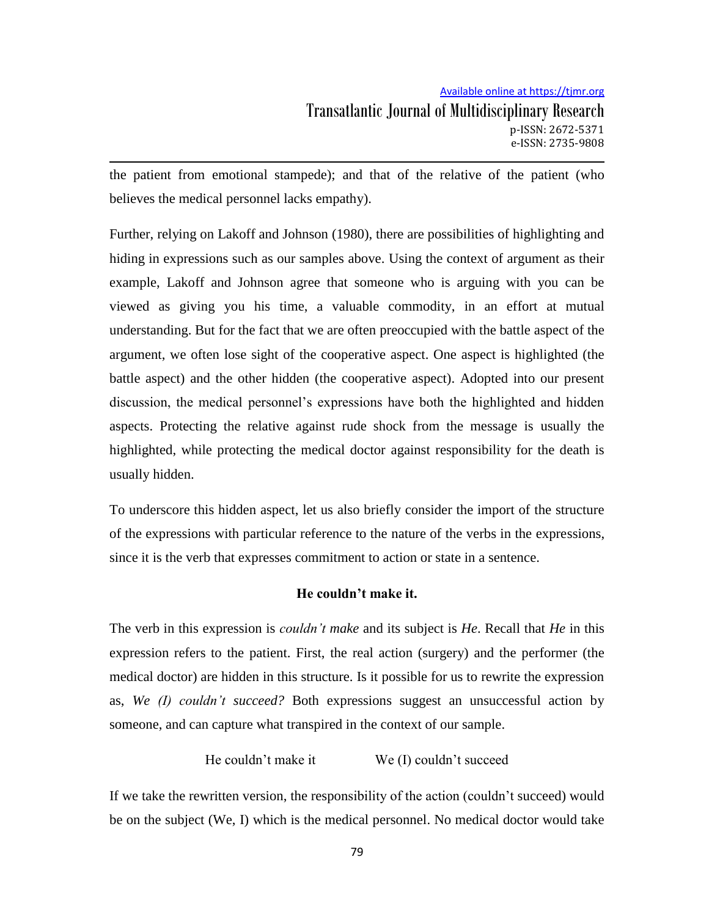the patient from emotional stampede); and that of the relative of the patient (who believes the medical personnel lacks empathy).

Further, relying on Lakoff and Johnson (1980), there are possibilities of highlighting and hiding in expressions such as our samples above. Using the context of argument as their example, Lakoff and Johnson agree that someone who is arguing with you can be viewed as giving you his time, a valuable commodity, in an effort at mutual understanding. But for the fact that we are often preoccupied with the battle aspect of the argument, we often lose sight of the cooperative aspect. One aspect is highlighted (the battle aspect) and the other hidden (the cooperative aspect). Adopted into our present discussion, the medical personnel's expressions have both the highlighted and hidden aspects. Protecting the relative against rude shock from the message is usually the highlighted, while protecting the medical doctor against responsibility for the death is usually hidden.

To underscore this hidden aspect, let us also briefly consider the import of the structure of the expressions with particular reference to the nature of the verbs in the expressions, since it is the verb that expresses commitment to action or state in a sentence.

**He couldn't make it.**

The verb in this expression is *couldn't make* and its subject is *He*. Recall that *He* in this expression refers to the patient. First, the real action (surgery) and the performer (the medical doctor) are hidden in this structure. Is it possible for us to rewrite the expression as, *We (I) couldn't succeed?* Both expressions suggest an unsuccessful action by someone, and can capture what transpired in the context of our sample.

He couldn't make it &nbsp;&nbsp;&nbsp;&nbsp;&nbsp;&nbsp;&nbsp;&nbsp; We (I) couldn't succeed

If we take the rewritten version, the responsibility of the action (couldn't succeed) would be on the subject (We, I) which is the medical personnel. No medical doctor would take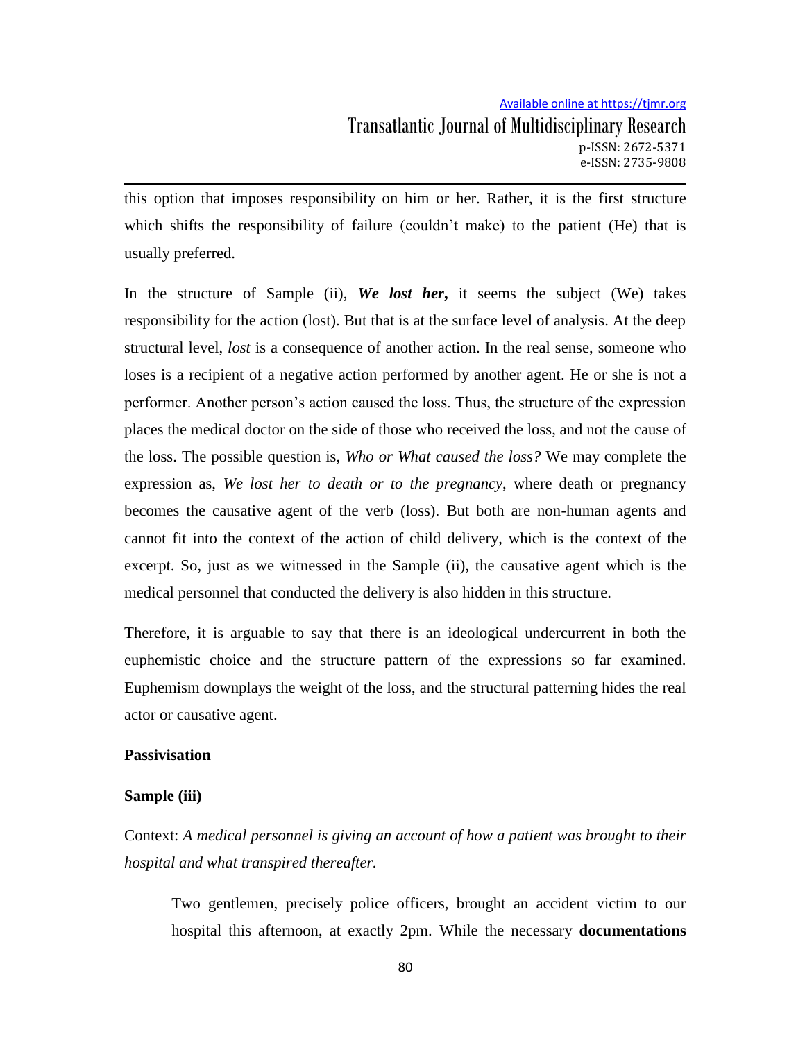this option that imposes responsibility on him or her. Rather, it is the first structure which shifts the responsibility of failure (couldn't make) to the patient (He) that is usually preferred.

In the structure of Sample (ii), ***We lost her***, it seems the subject (We) takes responsibility for the action (lost). But that is at the surface level of analysis. At the deep structural level, *lost* is a consequence of another action. In the real sense, someone who loses is a recipient of a negative action performed by another agent. He or she is not a performer. Another person's action caused the loss. Thus, the structure of the expression places the medical doctor on the side of those who received the loss, and not the cause of the loss. The possible question is, *Who or What caused the loss?* We may complete the expression as, *We lost her to death or to the pregnancy*, where death or pregnancy becomes the causative agent of the verb (loss). But both are non-human agents and cannot fit into the context of the action of child delivery, which is the context of the excerpt. So, just as we witnessed in the Sample (ii), the causative agent which is the medical personnel that conducted the delivery is also hidden in this structure.

Therefore, it is arguable to say that there is an ideological undercurrent in both the euphemistic choice and the structure pattern of the expressions so far examined. Euphemism downplays the weight of the loss, and the structural patterning hides the real actor or causative agent.

**Passivisation**

**Sample (iii)**

Context: *A medical personnel is giving an account of how a patient was brought to their hospital and what transpired thereafter.*

> Two gentlemen, precisely police officers, brought an accident victim to our hospital this afternoon, at exactly 2pm. While the necessary **documentations**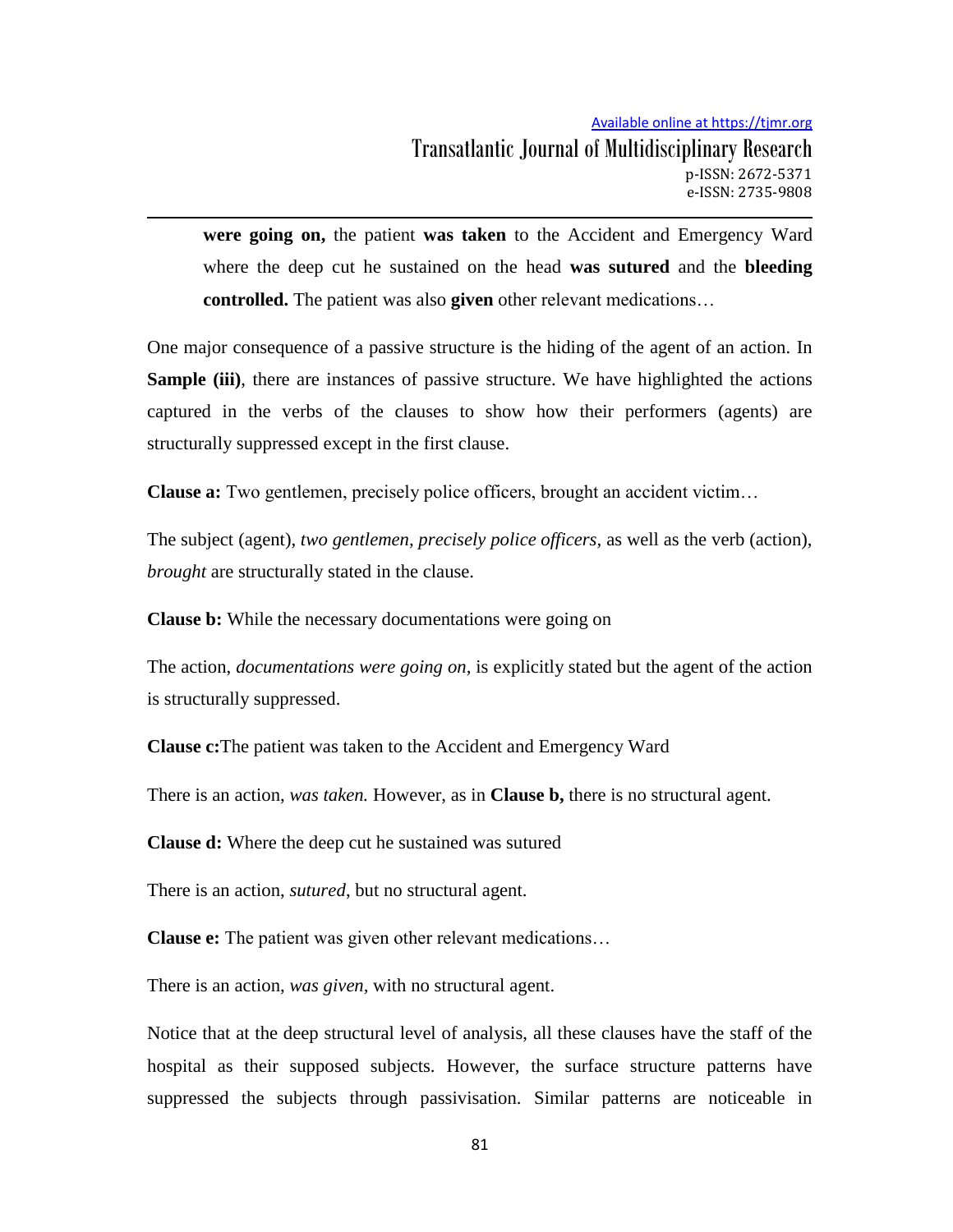**were going on,** the patient **was taken** to the Accident and Emergency Ward where the deep cut he sustained on the head **was sutured** and the **bleeding controlled.** The patient was also **given** other relevant medications…

One major consequence of a passive structure is the hiding of the agent of an action. In **Sample (iii)**, there are instances of passive structure. We have highlighted the actions captured in the verbs of the clauses to show how their performers (agents) are structurally suppressed except in the first clause.

**Clause a:** Two gentlemen, precisely police officers, brought an accident victim…

The subject (agent), *two gentlemen, precisely police officers,* as well as the verb (action), *brought* are structurally stated in the clause.

**Clause b:** While the necessary documentations were going on

The action, *documentations were going on*, is explicitly stated but the agent of the action is structurally suppressed.

**Clause c:**The patient was taken to the Accident and Emergency Ward

There is an action, *was taken.* However, as in **Clause b,** there is no structural agent.

**Clause d:** Where the deep cut he sustained was sutured

There is an action, *sutured*, but no structural agent.

**Clause e:** The patient was given other relevant medications…

There is an action, *was given*, with no structural agent.

Notice that at the deep structural level of analysis, all these clauses have the staff of the hospital as their supposed subjects. However, the surface structure patterns have suppressed the subjects through passivisation. Similar patterns are noticeable in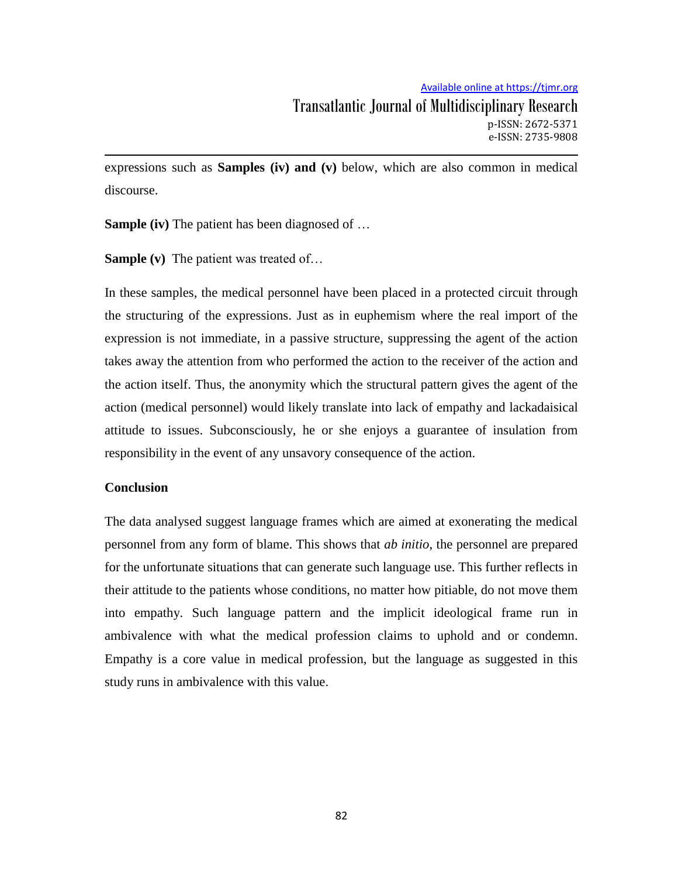expressions such as **Samples (iv) and (v)** below, which are also common in medical discourse.

**Sample (iv)** The patient has been diagnosed of …

**Sample (v)** The patient was treated of…

In these samples, the medical personnel have been placed in a protected circuit through the structuring of the expressions. Just as in euphemism where the real import of the expression is not immediate, in a passive structure, suppressing the agent of the action takes away the attention from who performed the action to the receiver of the action and the action itself. Thus, the anonymity which the structural pattern gives the agent of the action (medical personnel) would likely translate into lack of empathy and lackadaisical attitude to issues. Subconsciously, he or she enjoys a guarantee of insulation from responsibility in the event of any unsavory consequence of the action.

## Conclusion

The data analysed suggest language frames which are aimed at exonerating the medical personnel from any form of blame. This shows that *ab initio*, the personnel are prepared for the unfortunate situations that can generate such language use. This further reflects in their attitude to the patients whose conditions, no matter how pitiable, do not move them into empathy. Such language pattern and the implicit ideological frame run in ambivalence with what the medical profession claims to uphold and or condemn. Empathy is a core value in medical profession, but the language as suggested in this study runs in ambivalence with this value.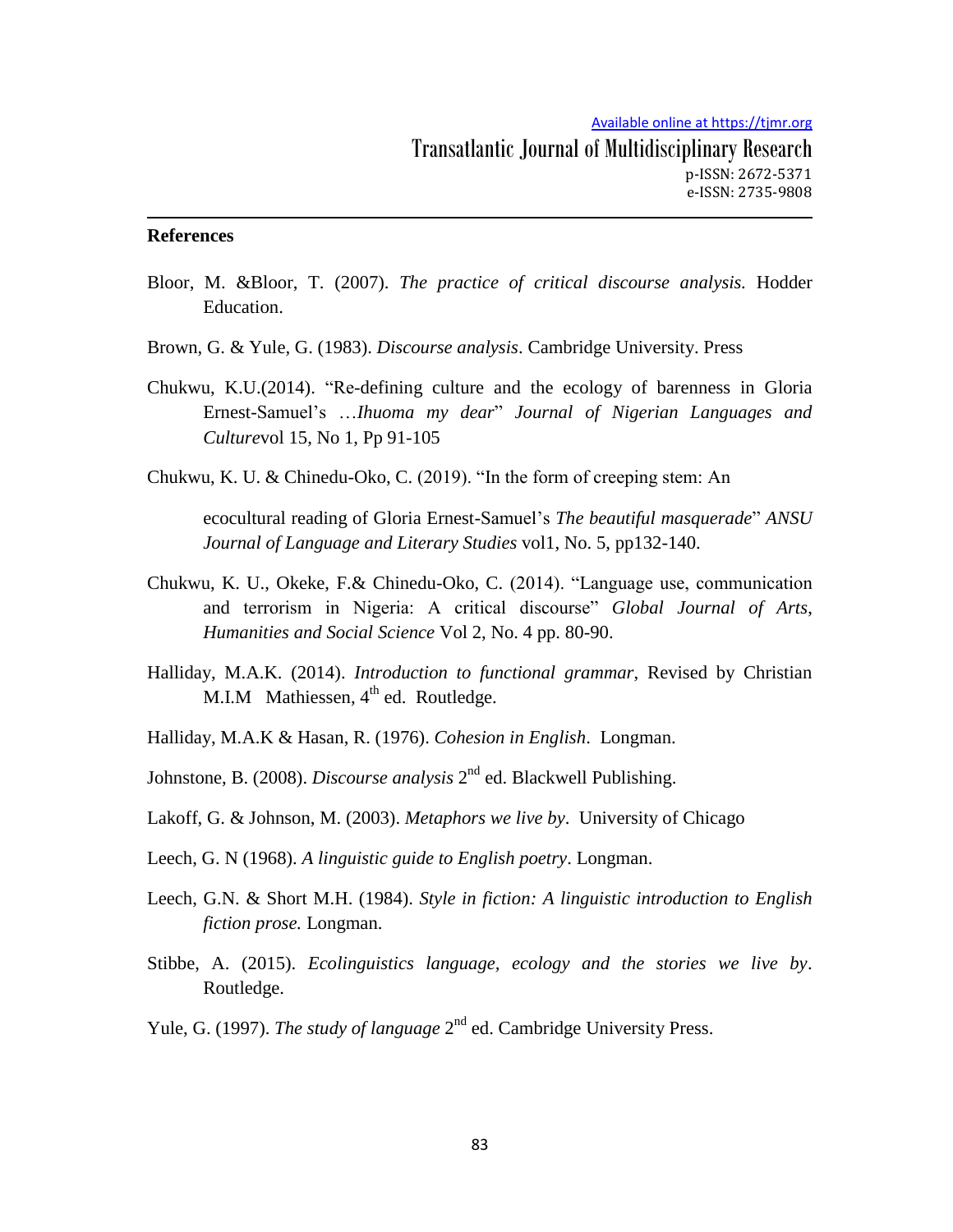## References

Bloor, M. &Bloor, T. (2007). *The practice of critical discourse analysis.* Hodder Education.

Brown, G. & Yule, G. (1983). *Discourse analysis*. Cambridge University. Press

Chukwu, K.U.(2014). "Re-defining culture and the ecology of barenness in Gloria Ernest-Samuel's …*Ihuoma my dear*" *Journal of Nigerian Languages and Culture*vol 15, No 1, Pp 91-105

Chukwu, K. U. & Chinedu-Oko, C. (2019). "In the form of creeping stem: An ecocultural reading of Gloria Ernest-Samuel's *The beautiful masquerade*" *ANSU Journal of Language and Literary Studies* vol1, No. 5, pp132-140.

Chukwu, K. U., Okeke, F.& Chinedu-Oko, C. (2014). "Language use, communication and terrorism in Nigeria: A critical discourse" *Global Journal of Arts, Humanities and Social Science* Vol 2, No. 4 pp. 80-90.

Halliday, M.A.K. (2014). *Introduction to functional grammar*, Revised by Christian M.I.M Mathiessen, 4th ed. Routledge.

Halliday, M.A.K & Hasan, R. (1976). *Cohesion in English*. Longman.

Johnstone, B. (2008). *Discourse analysis* 2nd ed. Blackwell Publishing.

Lakoff, G. & Johnson, M. (2003). *Metaphors we live by*. University of Chicago

Leech, G. N (1968). *A linguistic guide to English poetry*. Longman.

Leech, G.N. & Short M.H. (1984). *Style in fiction: A linguistic introduction to English fiction prose.* Longman.

Stibbe, A. (2015). *Ecolinguistics language, ecology and the stories we live by*. Routledge.

Yule, G. (1997). *The study of language* 2nd ed. Cambridge University Press.